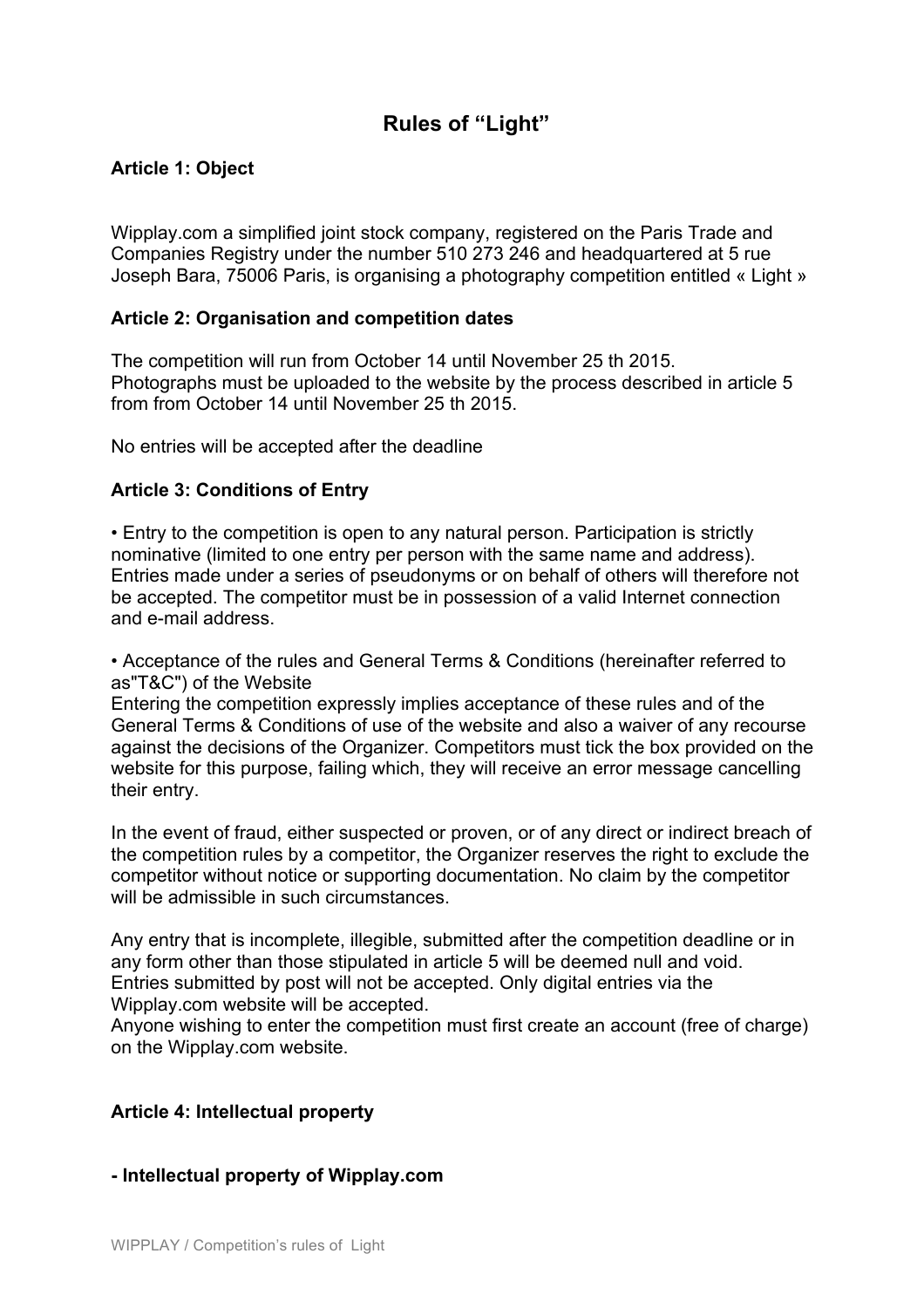# Rules of "Light"

**Article 1: Object**

Wipplay.com a simplified joint stock company, registered on the Paris Trade and Companies Registry under the number 510 273 246 and headquartered at 5 rue Joseph Bara, 75006 Paris, is organising a photography competition entitled « Light »

**Article 2: Organisation and competition dates**

The competition will run from October 14 until November 25 th 2015.
Photographs must be uploaded to the website by the process described in article 5 from from October 14 until November 25 th 2015.

No entries will be accepted after the deadline

**Article 3: Conditions of Entry**

• Entry to the competition is open to any natural person. Participation is strictly nominative (limited to one entry per person with the same name and address). Entries made under a series of pseudonyms or on behalf of others will therefore not be accepted. The competitor must be in possession of a valid Internet connection and e-mail address.

• Acceptance of the rules and General Terms & Conditions (hereinafter referred to as"T&C") of the Website
Entering the competition expressly implies acceptance of these rules and of the General Terms & Conditions of use of the website and also a waiver of any recourse against the decisions of the Organizer. Competitors must tick the box provided on the website for this purpose, failing which, they will receive an error message cancelling their entry.

In the event of fraud, either suspected or proven, or of any direct or indirect breach of the competition rules by a competitor, the Organizer reserves the right to exclude the competitor without notice or supporting documentation. No claim by the competitor will be admissible in such circumstances.

Any entry that is incomplete, illegible, submitted after the competition deadline or in any form other than those stipulated in article 5 will be deemed null and void. Entries submitted by post will not be accepted. Only digital entries via the Wipplay.com website will be accepted.
Anyone wishing to enter the competition must first create an account (free of charge) on the Wipplay.com website.

**Article 4: Intellectual property**

**- Intellectual property of Wipplay.com**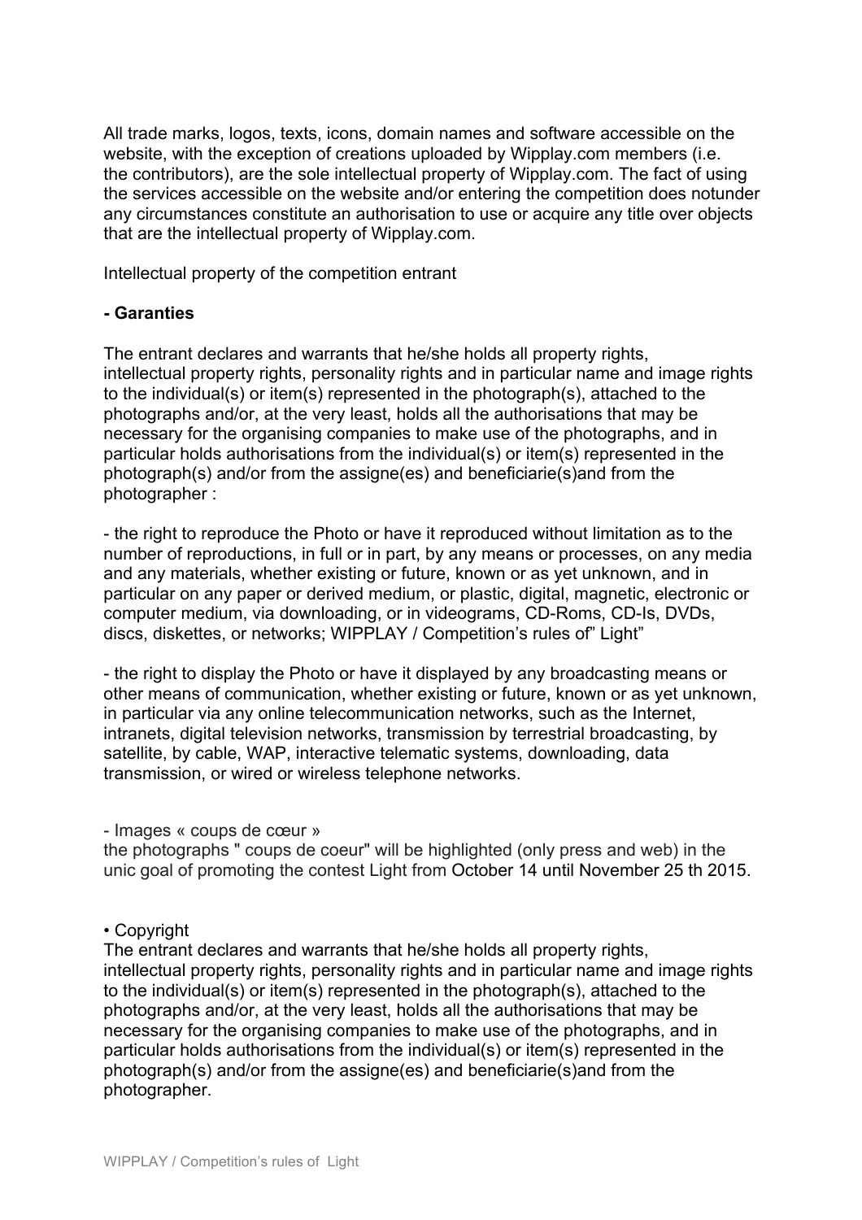All trade marks, logos, texts, icons, domain names and software accessible on the website, with the exception of creations uploaded by Wipplay.com members (i.e. the contributors), are the sole intellectual property of Wipplay.com. The fact of using the services accessible on the website and/or entering the competition does notunder any circumstances constitute an authorisation to use or acquire any title over objects that are the intellectual property of Wipplay.com.

Intellectual property of the competition entrant

**- Garanties**

The entrant declares and warrants that he/she holds all property rights, intellectual property rights, personality rights and in particular name and image rights to the individual(s) or item(s) represented in the photograph(s), attached to the photographs and/or, at the very least, holds all the authorisations that may be necessary for the organising companies to make use of the photographs, and in particular holds authorisations from the individual(s) or item(s) represented in the photograph(s) and/or from the assigne(es) and beneficiarie(s)and from the photographer :

- the right to reproduce the Photo or have it reproduced without limitation as to the number of reproductions, in full or in part, by any means or processes, on any media and any materials, whether existing or future, known or as yet unknown, and in particular on any paper or derived medium, or plastic, digital, magnetic, electronic or computer medium, via downloading, or in videograms, CD-Roms, CD-Is, DVDs, discs, diskettes, or networks; WIPPLAY / Competition's rules of" Light"

- the right to display the Photo or have it displayed by any broadcasting means or other means of communication, whether existing or future, known or as yet unknown, in particular via any online telecommunication networks, such as the Internet, intranets, digital television networks, transmission by terrestrial broadcasting, by satellite, by cable, WAP, interactive telematic systems, downloading, data transmission, or wired or wireless telephone networks.

- Images « coups de cœur »

the photographs " coups de coeur" will be highlighted (only press and web) in the unic goal of promoting the contest Light from October 14 until November 25 th 2015.

• Copyright

The entrant declares and warrants that he/she holds all property rights, intellectual property rights, personality rights and in particular name and image rights to the individual(s) or item(s) represented in the photograph(s), attached to the photographs and/or, at the very least, holds all the authorisations that may be necessary for the organising companies to make use of the photographs, and in particular holds authorisations from the individual(s) or item(s) represented in the photograph(s) and/or from the assigne(es) and beneficiarie(s)and from the photographer.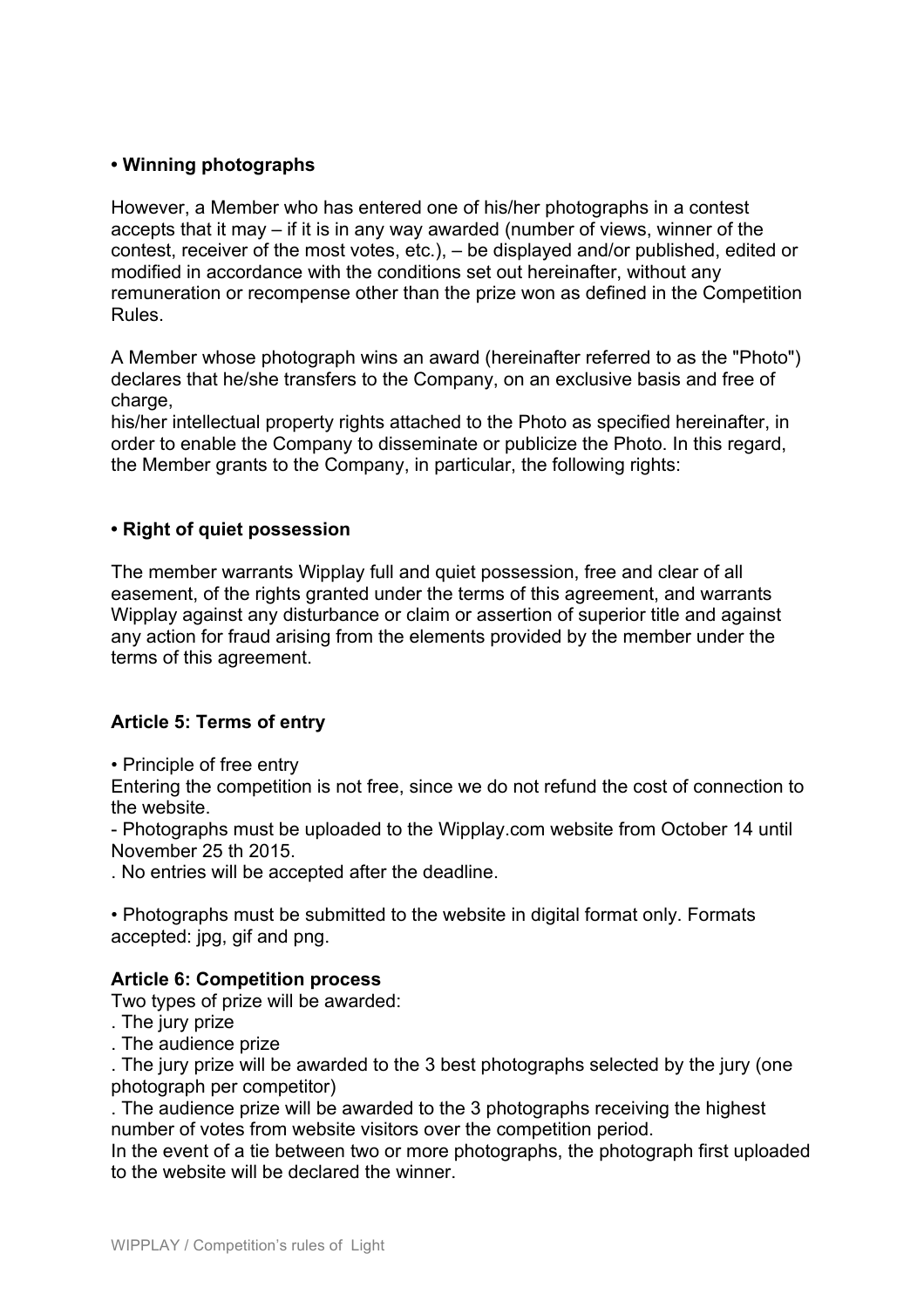**• Winning photographs**

However, a Member who has entered one of his/her photographs in a contest accepts that it may – if it is in any way awarded (number of views, winner of the contest, receiver of the most votes, etc.), – be displayed and/or published, edited or modified in accordance with the conditions set out hereinafter, without any remuneration or recompense other than the prize won as defined in the Competition Rules.

A Member whose photograph wins an award (hereinafter referred to as the "Photo") declares that he/she transfers to the Company, on an exclusive basis and free of charge,
his/her intellectual property rights attached to the Photo as specified hereinafter, in order to enable the Company to disseminate or publicize the Photo. In this regard, the Member grants to the Company, in particular, the following rights:

**• Right of quiet possession**

The member warrants Wipplay full and quiet possession, free and clear of all easement, of the rights granted under the terms of this agreement, and warrants Wipplay against any disturbance or claim or assertion of superior title and against any action for fraud arising from the elements provided by the member under the terms of this agreement.

**Article 5: Terms of entry**

• Principle of free entry
Entering the competition is not free, since we do not refund the cost of connection to the website.
- Photographs must be uploaded to the Wipplay.com website from October 14 until November 25 th 2015.
. No entries will be accepted after the deadline.

• Photographs must be submitted to the website in digital format only. Formats accepted: jpg, gif and png.

**Article 6: Competition process**
Two types of prize will be awarded:
. The jury prize
. The audience prize
. The jury prize will be awarded to the 3 best photographs selected by the jury (one photograph per competitor)
. The audience prize will be awarded to the 3 photographs receiving the highest number of votes from website visitors over the competition period.
In the event of a tie between two or more photographs, the photograph first uploaded to the website will be declared the winner.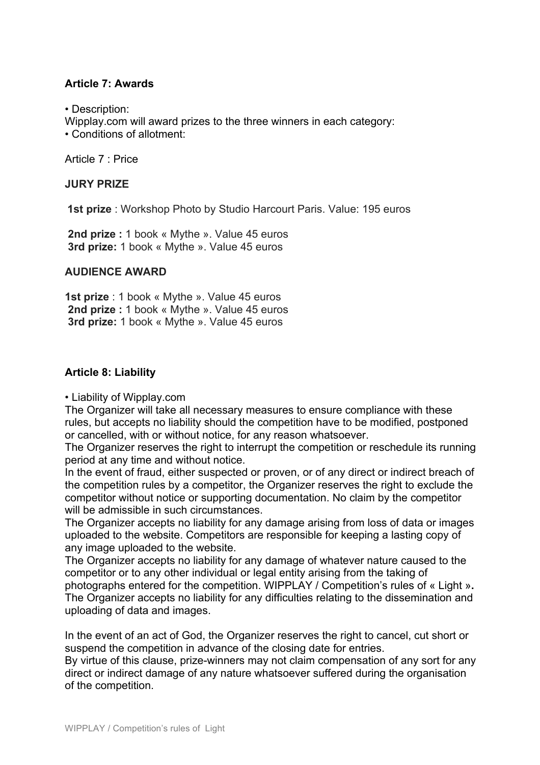**Article 7: Awards**

• Description:
Wipplay.com will award prizes to the three winners in each category:
• Conditions of allotment:

Article 7 : Price

**JURY PRIZE**

**1st prize** : Workshop Photo by Studio Harcourt Paris. Value: 195 euros

**2nd prize :** 1 book « Mythe ». Value 45 euros
**3rd prize:** 1 book « Mythe ». Value 45 euros

**AUDIENCE AWARD**

**1st prize** : 1 book « Mythe ». Value 45 euros
**2nd prize :** 1 book « Mythe ». Value 45 euros
**3rd prize:** 1 book « Mythe ». Value 45 euros

**Article 8: Liability**

• Liability of Wipplay.com
The Organizer will take all necessary measures to ensure compliance with these rules, but accepts no liability should the competition have to be modified, postponed or cancelled, with or without notice, for any reason whatsoever.
The Organizer reserves the right to interrupt the competition or reschedule its running period at any time and without notice.
In the event of fraud, either suspected or proven, or of any direct or indirect breach of the competition rules by a competitor, the Organizer reserves the right to exclude the competitor without notice or supporting documentation. No claim by the competitor will be admissible in such circumstances.
The Organizer accepts no liability for any damage arising from loss of data or images uploaded to the website. Competitors are responsible for keeping a lasting copy of any image uploaded to the website.
The Organizer accepts no liability for any damage of whatever nature caused to the competitor or to any other individual or legal entity arising from the taking of photographs entered for the competition. WIPPLAY / Competition's rules of « Light »**.**
The Organizer accepts no liability for any difficulties relating to the dissemination and uploading of data and images.

In the event of an act of God, the Organizer reserves the right to cancel, cut short or suspend the competition in advance of the closing date for entries.
By virtue of this clause, prize-winners may not claim compensation of any sort for any direct or indirect damage of any nature whatsoever suffered during the organisation of the competition.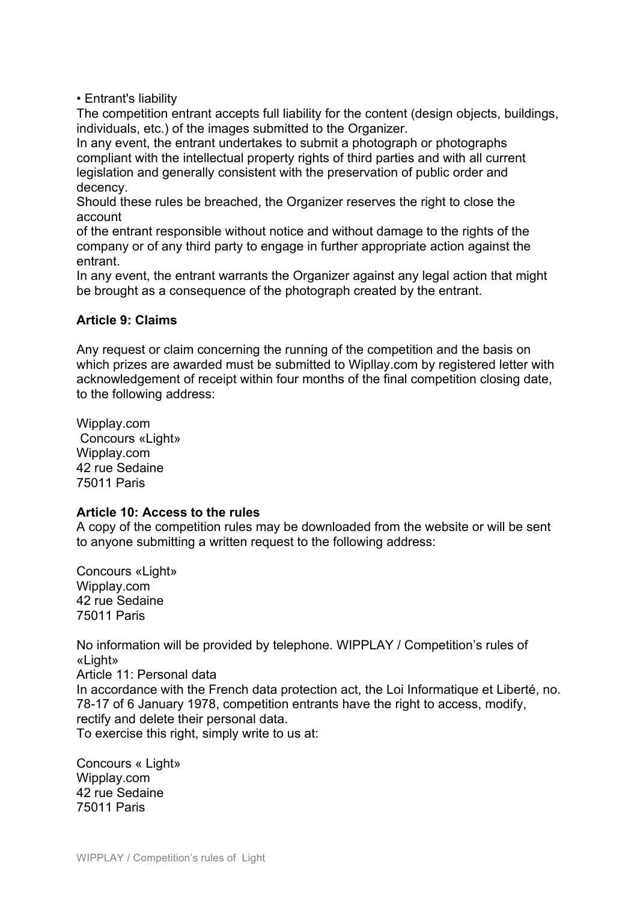• Entrant's liability

The competition entrant accepts full liability for the content (design objects, buildings, individuals, etc.) of the images submitted to the Organizer.

In any event, the entrant undertakes to submit a photograph or photographs compliant with the intellectual property rights of third parties and with all current legislation and generally consistent with the preservation of public order and decency.

Should these rules be breached, the Organizer reserves the right to close the account of the entrant responsible without notice and without damage to the rights of the company or of any third party to engage in further appropriate action against the entrant.

In any event, the entrant warrants the Organizer against any legal action that might be brought as a consequence of the photograph created by the entrant.

**Article 9: Claims**

Any request or claim concerning the running of the competition and the basis on which prizes are awarded must be submitted to Wipllay.com by registered letter with acknowledgement of receipt within four months of the final competition closing date, to the following address:

Wipplay.com
Concours «Light»
Wipplay.com
42 rue Sedaine
75011 Paris

**Article 10: Access to the rules**

A copy of the competition rules may be downloaded from the website or will be sent to anyone submitting a written request to the following address:

Concours «Light»
Wipplay.com
42 rue Sedaine
75011 Paris

No information will be provided by telephone. WIPPLAY / Competition's rules of «Light»

Article 11: Personal data

In accordance with the French data protection act, the Loi Informatique et Liberté, no. 78-17 of 6 January 1978, competition entrants have the right to access, modify, rectify and delete their personal data.

To exercise this right, simply write to us at:

Concours « Light»
Wipplay.com
42 rue Sedaine
75011 Paris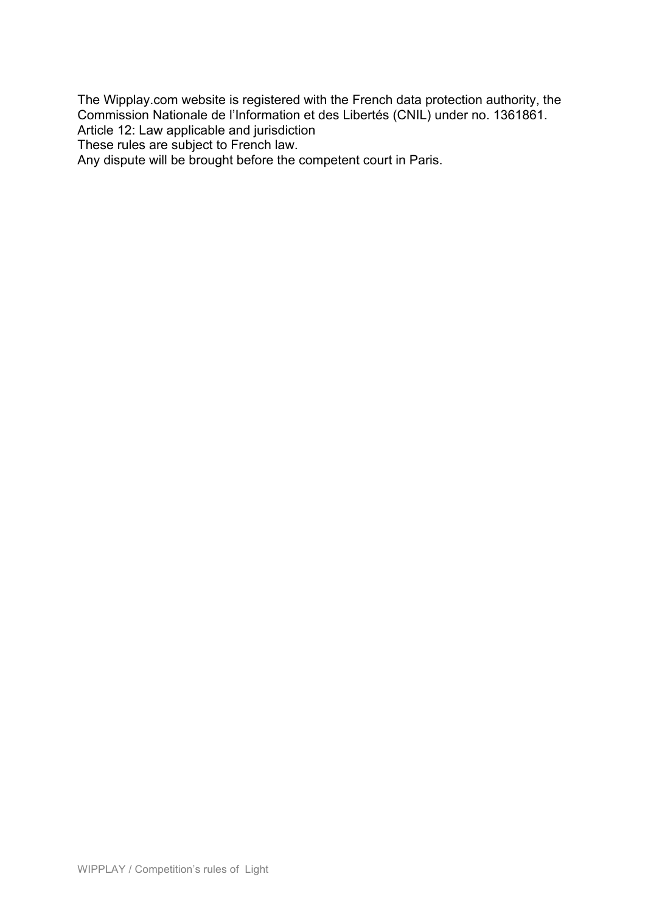The Wipplay.com website is registered with the French data protection authority, the Commission Nationale de l'Information et des Libertés (CNIL) under no. 1361861.

## Article 12: Law applicable and jurisdiction

These rules are subject to French law.

Any dispute will be brought before the competent court in Paris.